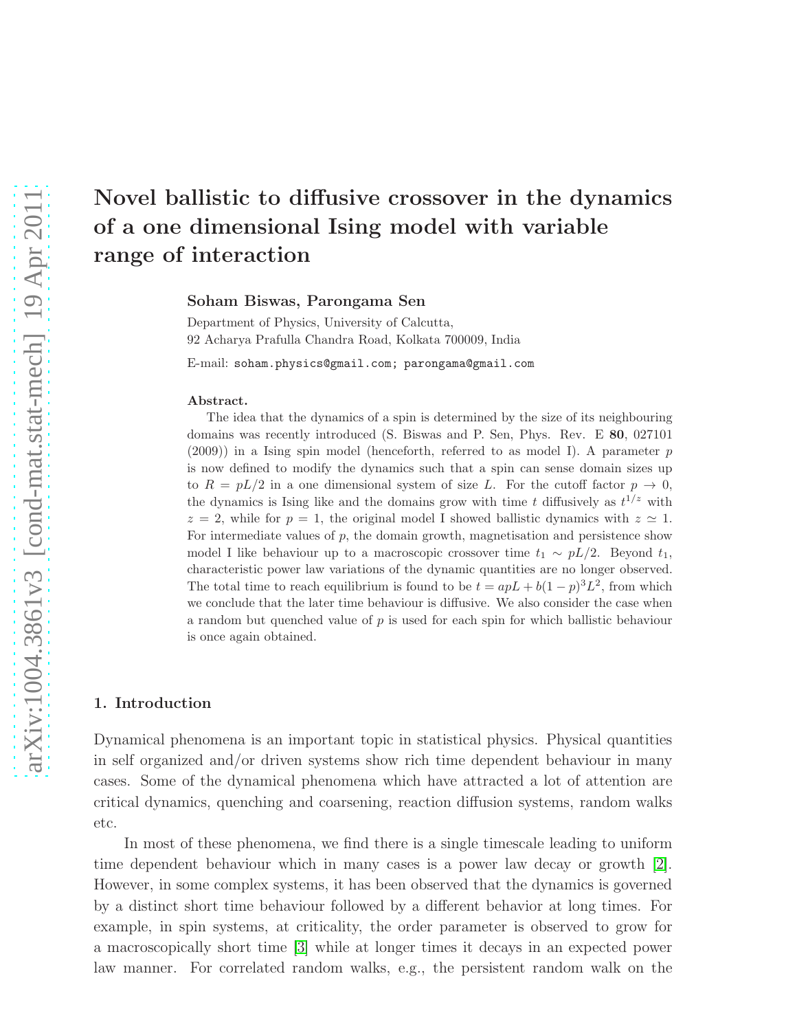# Novel ballistic to diffusive crossover in the dynamics of a one dimensional Ising model with variable range of interaction

**Soham Biswas, Parongama Sen**

Department of Physics, University of Calcutta,
92 Acharya Prafulla Chandra Road, Kolkata 700009, India

E-mail: soham.physics@gmail.com; parongama@gmail.com

**Abstract.**

The idea that the dynamics of a spin is determined by the size of its neighbouring domains was recently introduced (S. Biswas and P. Sen, Phys. Rev. E **80**, 027101 (2009)) in a Ising spin model (henceforth, referred to as model I). A parameter $p$ is now defined to modify the dynamics such that a spin can sense domain sizes up to $R = pL/2$ in a one dimensional system of size $L$. For the cutoff factor $p \to 0$, the dynamics is Ising like and the domains grow with time $t$ diffusively as $t^{1/z}$ with $z = 2$, while for $p = 1$, the original model I showed ballistic dynamics with $z \simeq 1$. For intermediate values of $p$, the domain growth, magnetisation and persistence show model I like behaviour up to a macroscopic crossover time $t_1 \sim pL/2$. Beyond $t_1$, characteristic power law variations of the dynamic quantities are no longer observed. The total time to reach equilibrium is found to be $t = apL + b(1-p)^3L^2$, from which we conclude that the later time behaviour is diffusive. We also consider the case when a random but quenched value of $p$ is used for each spin for which ballistic behaviour is once again obtained.

## 1. Introduction

Dynamical phenomena is an important topic in statistical physics. Physical quantities in self organized and/or driven systems show rich time dependent behaviour in many cases. Some of the dynamical phenomena which have attracted a lot of attention are critical dynamics, quenching and coarsening, reaction diffusion systems, random walks etc.

In most of these phenomena, we find there is a single timescale leading to uniform time dependent behaviour which in many cases is a power law decay or growth [2]. However, in some complex systems, it has been observed that the dynamics is governed by a distinct short time behaviour followed by a different behavior at long times. For example, in spin systems, at criticality, the order parameter is observed to grow for a macroscopically short time [3] while at longer times it decays in an expected power law manner. For correlated random walks, e.g., the persistent random walk on the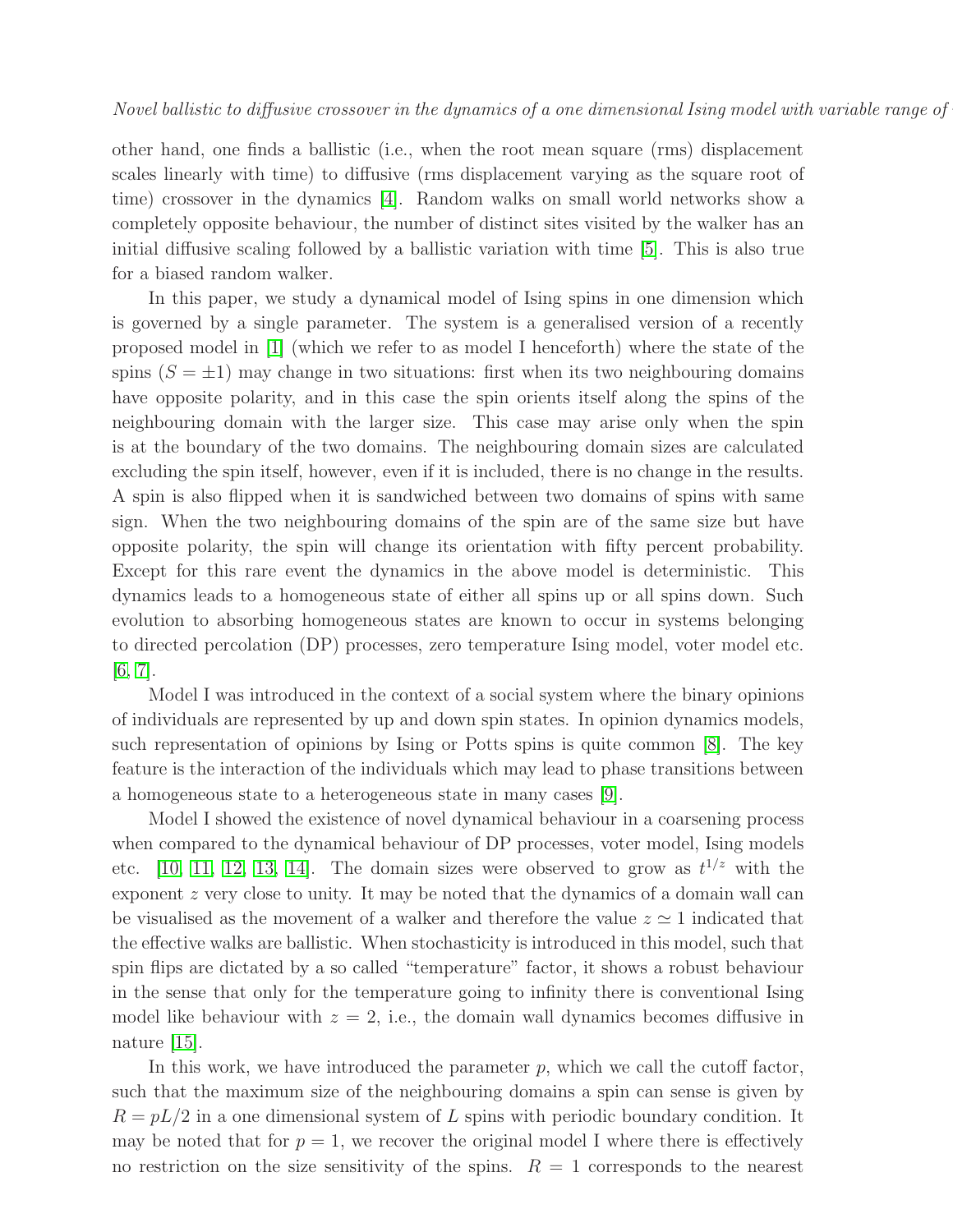other hand, one finds a ballistic (i.e., when the root mean square (rms) displacement scales linearly with time) to diffusive (rms displacement varying as the square root of time) crossover in the dynamics [4]. Random walks on small world networks show a completely opposite behaviour, the number of distinct sites visited by the walker has an initial diffusive scaling followed by a ballistic variation with time [5]. This is also true for a biased random walker.

In this paper, we study a dynamical model of Ising spins in one dimension which is governed by a single parameter. The system is a generalised version of a recently proposed model in [1] (which we refer to as model I henceforth) where the state of the spins ($S = \pm 1$) may change in two situations: first when its two neighbouring domains have opposite polarity, and in this case the spin orients itself along the spins of the neighbouring domain with the larger size. This case may arise only when the spin is at the boundary of the two domains. The neighbouring domain sizes are calculated excluding the spin itself, however, even if it is included, there is no change in the results. A spin is also flipped when it is sandwiched between two domains of spins with same sign. When the two neighbouring domains of the spin are of the same size but have opposite polarity, the spin will change its orientation with fifty percent probability. Except for this rare event the dynamics in the above model is deterministic. This dynamics leads to a homogeneous state of either all spins up or all spins down. Such evolution to absorbing homogeneous states are known to occur in systems belonging to directed percolation (DP) processes, zero temperature Ising model, voter model etc. [6, 7].

Model I was introduced in the context of a social system where the binary opinions of individuals are represented by up and down spin states. In opinion dynamics models, such representation of opinions by Ising or Potts spins is quite common [8]. The key feature is the interaction of the individuals which may lead to phase transitions between a homogeneous state to a heterogeneous state in many cases [9].

Model I showed the existence of novel dynamical behaviour in a coarsening process when compared to the dynamical behaviour of DP processes, voter model, Ising models etc. [10, 11, 12, 13, 14]. The domain sizes were observed to grow as $t^{1/z}$ with the exponent $z$ very close to unity. It may be noted that the dynamics of a domain wall can be visualised as the movement of a walker and therefore the value $z \simeq 1$ indicated that the effective walks are ballistic. When stochasticity is introduced in this model, such that spin flips are dictated by a so called "temperature" factor, it shows a robust behaviour in the sense that only for the temperature going to infinity there is conventional Ising model like behaviour with $z = 2$, i.e., the domain wall dynamics becomes diffusive in nature [15].

In this work, we have introduced the parameter $p$, which we call the cutoff factor, such that the maximum size of the neighbouring domains a spin can sense is given by $R = pL/2$ in a one dimensional system of $L$ spins with periodic boundary condition. It may be noted that for $p = 1$, we recover the original model I where there is effectively no restriction on the size sensitivity of the spins. $R = 1$ corresponds to the nearest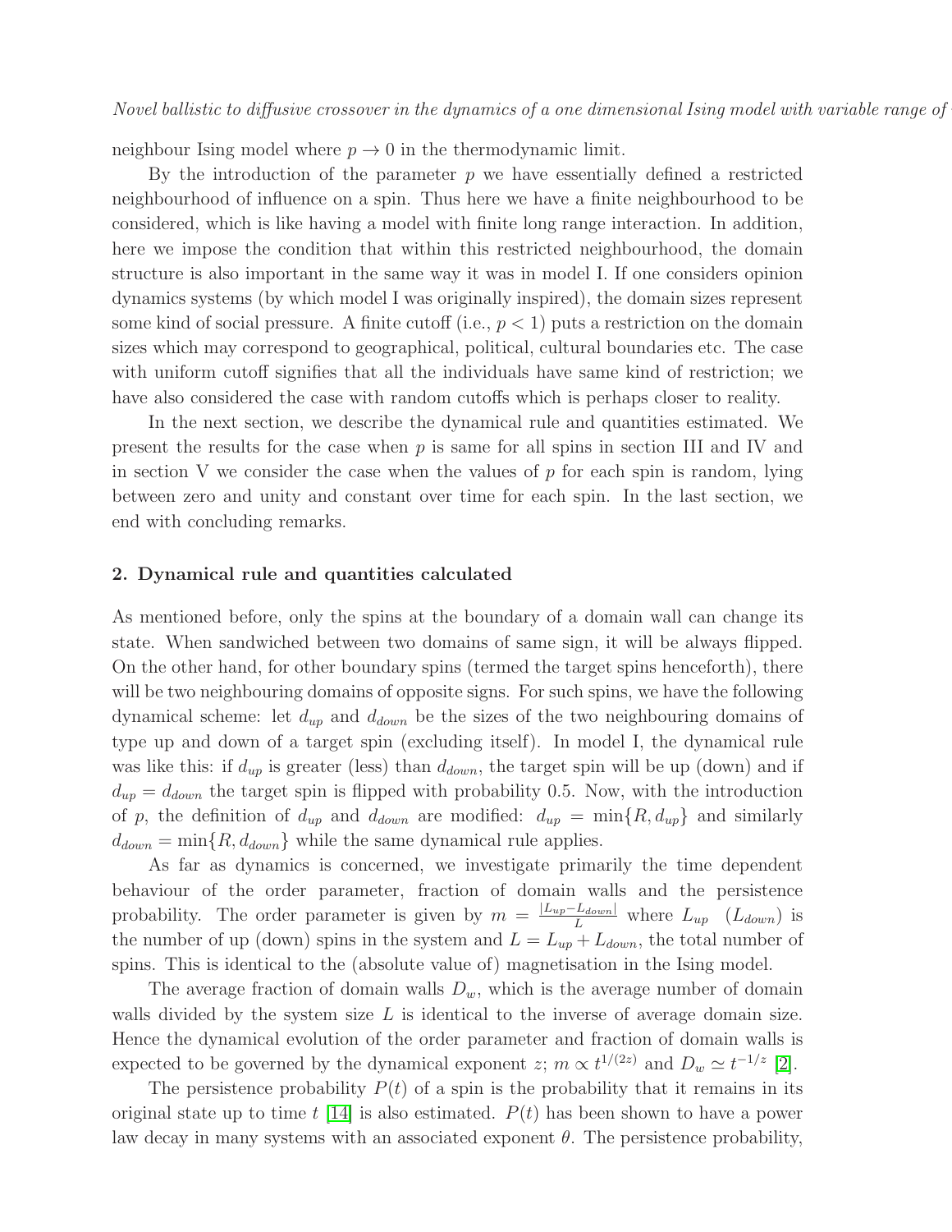neighbour Ising model where $p \to 0$ in the thermodynamic limit.

By the introduction of the parameter $p$ we have essentially defined a restricted neighbourhood of influence on a spin. Thus here we have a finite neighbourhood to be considered, which is like having a model with finite long range interaction. In addition, here we impose the condition that within this restricted neighbourhood, the domain structure is also important in the same way it was in model I. If one considers opinion dynamics systems (by which model I was originally inspired), the domain sizes represent some kind of social pressure. A finite cutoff (i.e., $p < 1$) puts a restriction on the domain sizes which may correspond to geographical, political, cultural boundaries etc. The case with uniform cutoff signifies that all the individuals have same kind of restriction; we have also considered the case with random cutoffs which is perhaps closer to reality.

In the next section, we describe the dynamical rule and quantities estimated. We present the results for the case when $p$ is same for all spins in section III and IV and in section V we consider the case when the values of $p$ for each spin is random, lying between zero and unity and constant over time for each spin. In the last section, we end with concluding remarks.

## 2. Dynamical rule and quantities calculated

As mentioned before, only the spins at the boundary of a domain wall can change its state. When sandwiched between two domains of same sign, it will be always flipped. On the other hand, for other boundary spins (termed the target spins henceforth), there will be two neighbouring domains of opposite signs. For such spins, we have the following dynamical scheme: let $d_{up}$ and $d_{down}$ be the sizes of the two neighbouring domains of type up and down of a target spin (excluding itself). In model I, the dynamical rule was like this: if $d_{up}$ is greater (less) than $d_{down}$, the target spin will be up (down) and if $d_{up} = d_{down}$ the target spin is flipped with probability 0.5. Now, with the introduction of $p$, the definition of $d_{up}$ and $d_{down}$ are modified: $d_{up} = \min\{R, d_{up}\}$ and similarly $d_{down} = \min\{R, d_{down}\}$ while the same dynamical rule applies.

As far as dynamics is concerned, we investigate primarily the time dependent behaviour of the order parameter, fraction of domain walls and the persistence probability. The order parameter is given by $m = \frac{|L_{up} - L_{down}|}{L}$ where $L_{up}$ $(L_{down})$ is the number of up (down) spins in the system and $L = L_{up} + L_{down}$, the total number of spins. This is identical to the (absolute value of) magnetisation in the Ising model.

The average fraction of domain walls $D_w$, which is the average number of domain walls divided by the system size $L$ is identical to the inverse of average domain size. Hence the dynamical evolution of the order parameter and fraction of domain walls is expected to be governed by the dynamical exponent $z$; $m \propto t^{1/(2z)}$ and $D_w \simeq t^{-1/z}$ [2].

The persistence probability $P(t)$ of a spin is the probability that it remains in its original state up to time $t$ [14] is also estimated. $P(t)$ has been shown to have a power law decay in many systems with an associated exponent $\theta$. The persistence probability,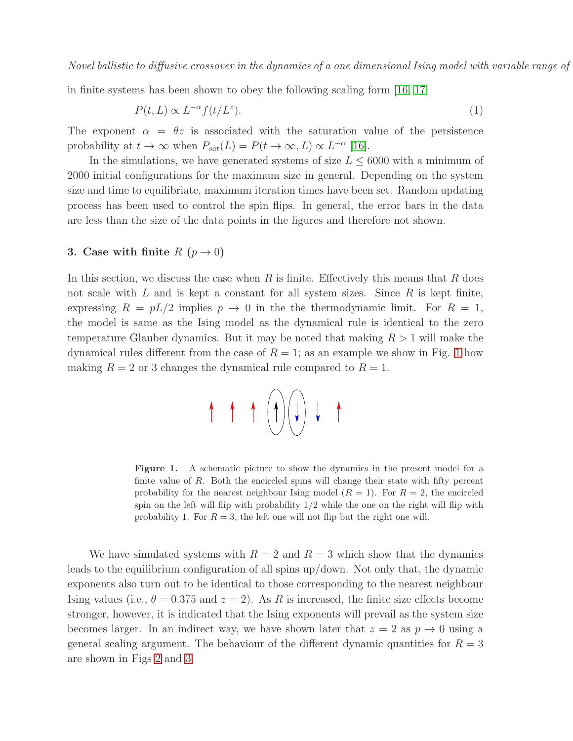in finite systems has been shown to obey the following scaling form [16, 17]

$$P(t, L) \propto L^{-\alpha} f(t/L^z). \tag{1}$$

The exponent $\alpha = \theta z$ is associated with the saturation value of the persistence probability at $t \to \infty$ when $P_{sat}(L) = P(t \to \infty, L) \propto L^{-\alpha}$ [16].

In the simulations, we have generated systems of size $L \leq 6000$ with a minimum of 2000 initial configurations for the maximum size in general. Depending on the system size and time to equilibriate, maximum iteration times have been set. Random updating process has been used to control the spin flips. In general, the error bars in the data are less than the size of the data points in the figures and therefore not shown.

## 3. Case with finite $R$ ($p \to 0$)

In this section, we discuss the case when $R$ is finite. Effectively this means that $R$ does not scale with $L$ and is kept a constant for all system sizes. Since $R$ is kept finite, expressing $R = pL/2$ implies $p \to 0$ in the the thermodynamic limit. For $R = 1$, the model is same as the Ising model as the dynamical rule is identical to the zero temperature Glauber dynamics. But it may be noted that making $R > 1$ will make the dynamical rules different from the case of $R = 1$; as an example we show in Fig. 1 how making $R = 2$ or 3 changes the dynamical rule compared to $R = 1$.

**Figure 1.** A schematic picture to show the dynamics in the present model for a finite value of $R$. Both the encircled spins will change their state with fifty percent probability for the nearest neighbour Ising model ($R = 1$). For $R = 2$, the encircled spin on the left will flip with probability 1/2 while the one on the right will flip with probability 1. For $R = 3$, the left one will not flip but the right one will.

We have simulated systems with $R = 2$ and $R = 3$ which show that the dynamics leads to the equilibrium configuration of all spins up/down. Not only that, the dynamic exponents also turn out to be identical to those corresponding to the nearest neighbour Ising values (i.e., $\theta = 0.375$ and $z = 2$). As $R$ is increased, the finite size effects become stronger, however, it is indicated that the Ising exponents will prevail as the system size becomes larger. In an indirect way, we have shown later that $z = 2$ as $p \to 0$ using a general scaling argument. The behaviour of the different dynamic quantities for $R = 3$ are shown in Figs 2 and 3.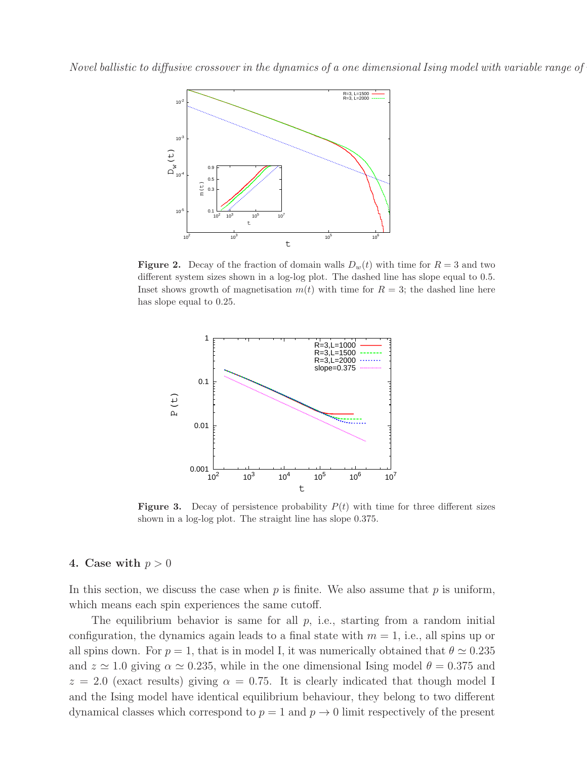**Figure 2.** Decay of the fraction of domain walls $D_w(t)$ with time for $R = 3$ and two different system sizes shown in a log-log plot. The dashed line has slope equal to 0.5. Inset shows growth of magnetisation $m(t)$ with time for $R = 3$; the dashed line here has slope equal to 0.25.

**Figure 3.** Decay of persistence probability $P(t)$ with time for three different sizes shown in a log-log plot. The straight line has slope 0.375.

## 4. Case with $p > 0$

In this section, we discuss the case when $p$ is finite. We also assume that $p$ is uniform, which means each spin experiences the same cutoff.

The equilibrium behavior is same for all $p$, i.e., starting from a random initial configuration, the dynamics again leads to a final state with $m = 1$, i.e., all spins up or all spins down. For $p = 1$, that is in model I, it was numerically obtained that $\theta \simeq 0.235$ and $z \simeq 1.0$ giving $\alpha \simeq 0.235$, while in the one dimensional Ising model $\theta = 0.375$ and $z = 2.0$ (exact results) giving $\alpha = 0.75$. It is clearly indicated that though model I and the Ising model have identical equilibrium behaviour, they belong to two different dynamical classes which correspond to $p = 1$ and $p \to 0$ limit respectively of the present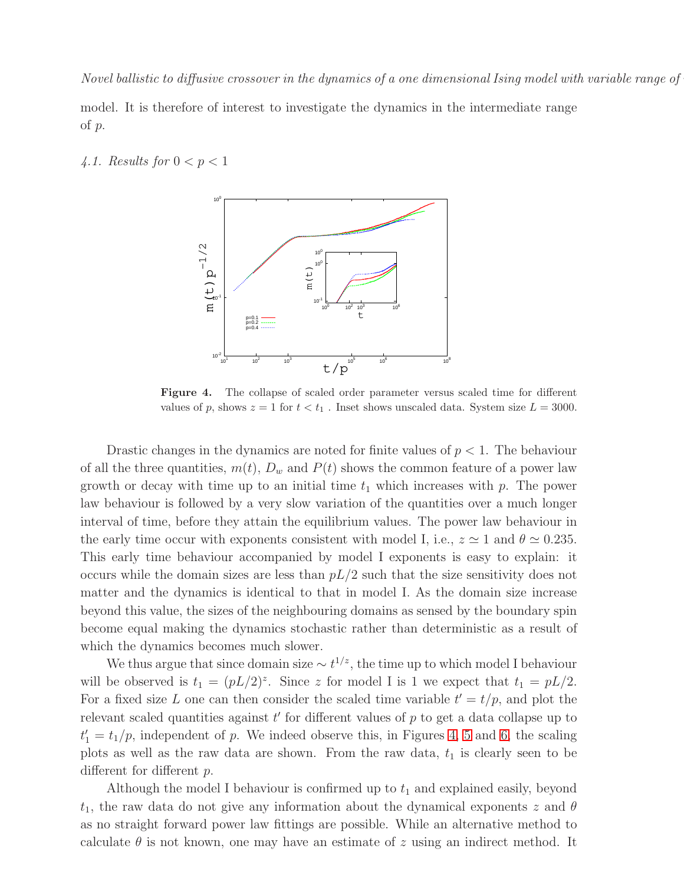model. It is therefore of interest to investigate the dynamics in the intermediate range of $p$.

### *4.1. Results for $0 < p < 1$*

**Figure 4.** The collapse of scaled order parameter versus scaled time for different values of $p$, shows $z = 1$ for $t < t_1$ . Inset shows unscaled data. System size $L = 3000$.

Drastic changes in the dynamics are noted for finite values of $p < 1$. The behaviour of all the three quantities, $m(t)$, $D_w$ and $P(t)$ shows the common feature of a power law growth or decay with time up to an initial time $t_1$ which increases with $p$. The power law behaviour is followed by a very slow variation of the quantities over a much longer interval of time, before they attain the equilibrium values. The power law behaviour in the early time occur with exponents consistent with model I, i.e., $z \simeq 1$ and $\theta \simeq 0.235$. This early time behaviour accompanied by model I exponents is easy to explain: it occurs while the domain sizes are less than $pL/2$ such that the size sensitivity does not matter and the dynamics is identical to that in model I. As the domain size increase beyond this value, the sizes of the neighbouring domains as sensed by the boundary spin become equal making the dynamics stochastic rather than deterministic as a result of which the dynamics becomes much slower.

We thus argue that since domain size $\sim t^{1/z}$, the time up to which model I behaviour will be observed is $t_1 = (pL/2)^z$. Since $z$ for model I is 1 we expect that $t_1 = pL/2$. For a fixed size $L$ one can then consider the scaled time variable $t' = t/p$, and plot the relevant scaled quantities against $t'$ for different values of $p$ to get a data collapse up to $t'_1 = t_1/p$, independent of $p$. We indeed observe this, in Figures 4, 5 and 6, the scaling plots as well as the raw data are shown. From the raw data, $t_1$ is clearly seen to be different for different $p$.

Although the model I behaviour is confirmed up to $t_1$ and explained easily, beyond $t_1$, the raw data do not give any information about the dynamical exponents $z$ and $\theta$ as no straight forward power law fittings are possible. While an alternative method to calculate $\theta$ is not known, one may have an estimate of $z$ using an indirect method. It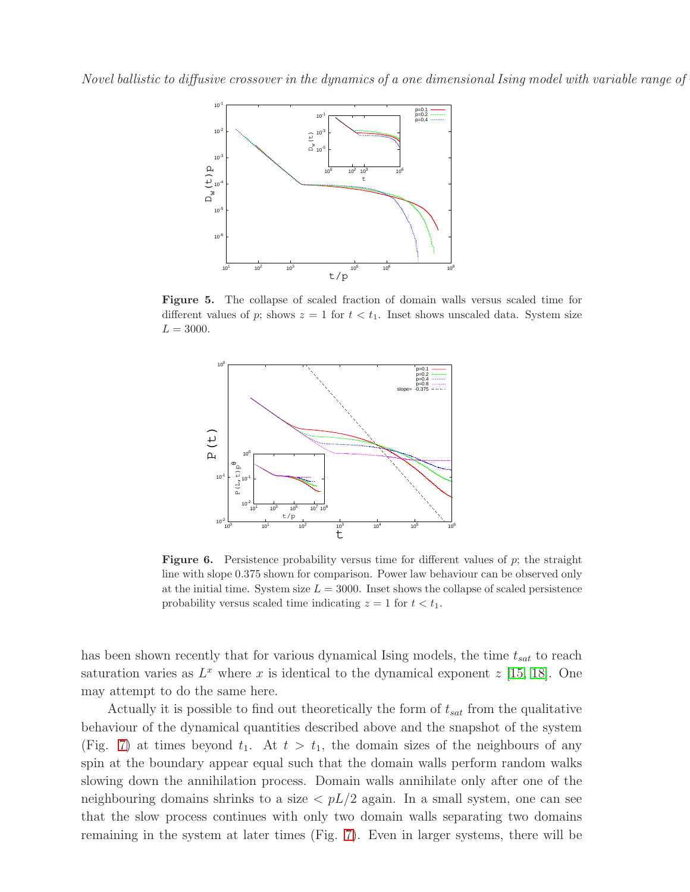**Figure 5.** The collapse of scaled fraction of domain walls versus scaled time for different values of $p$; shows $z = 1$ for $t < t_1$. Inset shows unscaled data. System size $L = 3000$.

**Figure 6.** Persistence probability versus time for different values of $p$; the straight line with slope 0.375 shown for comparison. Power law behaviour can be observed only at the initial time. System size $L = 3000$. Inset shows the collapse of scaled persistence probability versus scaled time indicating $z = 1$ for $t < t_1$.

has been shown recently that for various dynamical Ising models, the time $t_{sat}$ to reach saturation varies as $L^x$ where $x$ is identical to the dynamical exponent $z$ [15, 18]. One may attempt to do the same here.

Actually it is possible to find out theoretically the form of $t_{sat}$ from the qualitative behaviour of the dynamical quantities described above and the snapshot of the system (Fig. 7) at times beyond $t_1$. At $t > t_1$, the domain sizes of the neighbours of any spin at the boundary appear equal such that the domain walls perform random walks slowing down the annihilation process. Domain walls annihilate only after one of the neighbouring domains shrinks to a size $< pL/2$ again. In a small system, one can see that the slow process continues with only two domain walls separating two domains remaining in the system at later times (Fig. 7). Even in larger systems, there will be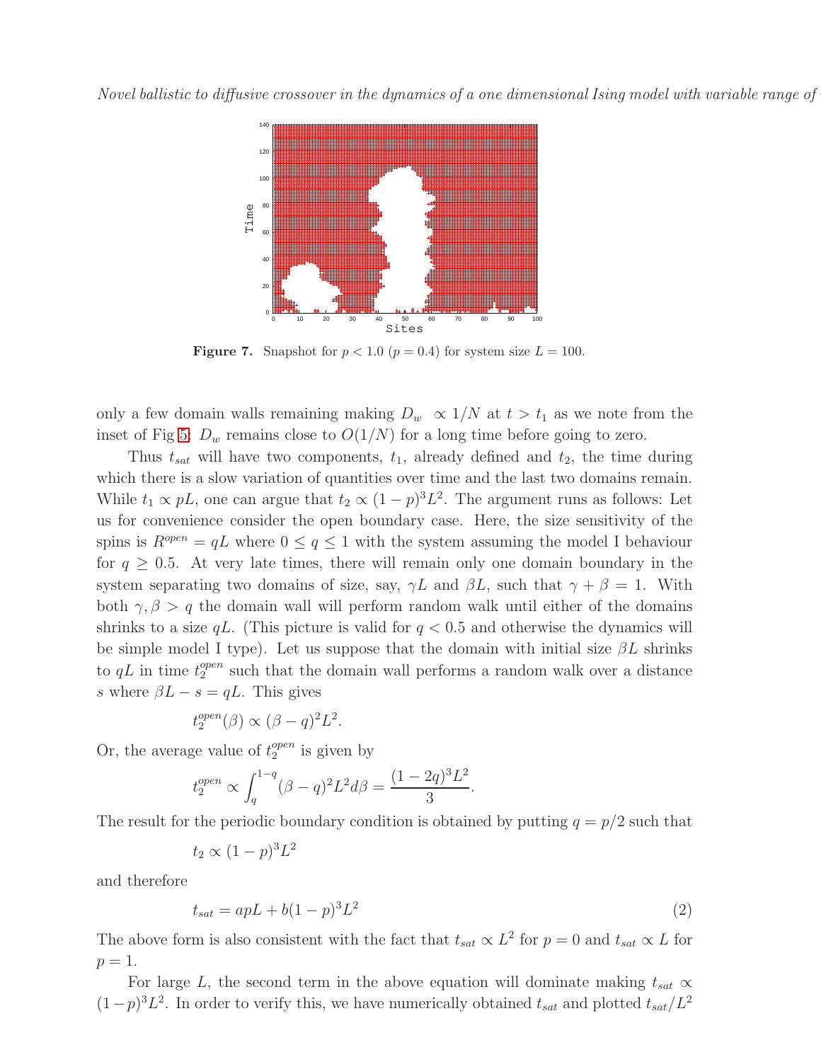**Figure 7.** Snapshot for $p < 1.0$ ($p = 0.4$) for system size $L = 100$.

only a few domain walls remaining making $D_w \propto 1/N$ at $t > t_1$ as we note from the inset of Fig 5: $D_w$ remains close to $O(1/N)$ for a long time before going to zero.

Thus $t_{sat}$ will have two components, $t_1$, already defined and $t_2$, the time during which there is a slow variation of quantities over time and the last two domains remain. While $t_1 \propto pL$, one can argue that $t_2 \propto (1-p)^3 L^2$. The argument runs as follows: Let us for convenience consider the open boundary case. Here, the size sensitivity of the spins is $R^{open} = qL$ where $0 \leq q \leq 1$ with the system assuming the model I behaviour for $q \geq 0.5$. At very late times, there will remain only one domain boundary in the system separating two domains of size, say, $\gamma L$ and $\beta L$, such that $\gamma + \beta = 1$. With both $\gamma, \beta > q$ the domain wall will perform random walk until either of the domains shrinks to a size $qL$. (This picture is valid for $q < 0.5$ and otherwise the dynamics will be simple model I type). Let us suppose that the domain with initial size $\beta L$ shrinks to $qL$ in time $t_2^{open}$ such that the domain wall performs a random walk over a distance $s$ where $\beta L - s = qL$. This gives

$$t_2^{open}(\beta) \propto (\beta - q)^2 L^2.$$

Or, the average value of $t_2^{open}$ is given by

$$t_2^{open} \propto \int_q^{1-q} (\beta - q)^2 L^2 d\beta = \frac{(1-2q)^3 L^2}{3}.$$

The result for the periodic boundary condition is obtained by putting $q = p/2$ such that

$$t_2 \propto (1-p)^3 L^2$$

and therefore

$$t_{sat} = apL + b(1-p)^3 L^2 \tag{2}$$

The above form is also consistent with the fact that $t_{sat} \propto L^2$ for $p = 0$ and $t_{sat} \propto L$ for $p = 1$.

For large $L$, the second term in the above equation will dominate making $t_{sat} \propto (1-p)^3 L^2$. In order to verify this, we have numerically obtained $t_{sat}$ and plotted $t_{sat}/L^2$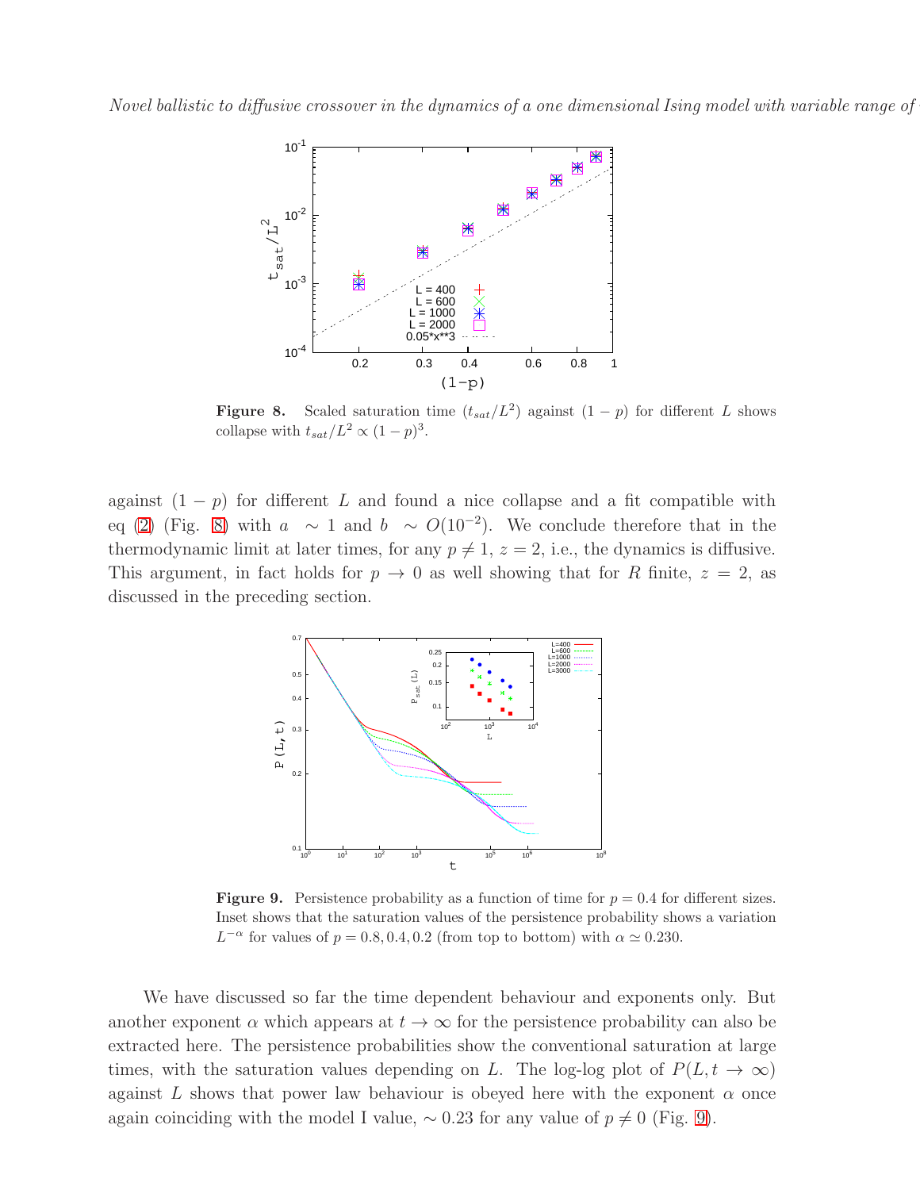**Figure 8.** Scaled saturation time ($t_{sat}/L^2$) against $(1-p)$ for different $L$ shows collapse with $t_{sat}/L^2 \propto (1-p)^3$.

against $(1-p)$ for different $L$ and found a nice collapse and a fit compatible with eq (2) (Fig. 8) with $a \sim 1$ and $b \sim O(10^{-2})$. We conclude therefore that in the thermodynamic limit at later times, for any $p \neq 1$, $z = 2$, i.e., the dynamics is diffusive. This argument, in fact holds for $p \to 0$ as well showing that for $R$ finite, $z = 2$, as discussed in the preceding section.

**Figure 9.** Persistence probability as a function of time for $p = 0.4$ for different sizes. Inset shows that the saturation values of the persistence probability shows a variation $L^{-\alpha}$ for values of $p = 0.8, 0.4, 0.2$ (from top to bottom) with $\alpha \simeq 0.230$.

We have discussed so far the time dependent behaviour and exponents only. But another exponent $\alpha$ which appears at $t \to \infty$ for the persistence probability can also be extracted here. The persistence probabilities show the conventional saturation at large times, with the saturation values depending on $L$. The log-log plot of $P(L, t \to \infty)$ against $L$ shows that power law behaviour is obeyed here with the exponent $\alpha$ once again coinciding with the model I value, $\sim 0.23$ for any value of $p \neq 0$ (Fig. 9).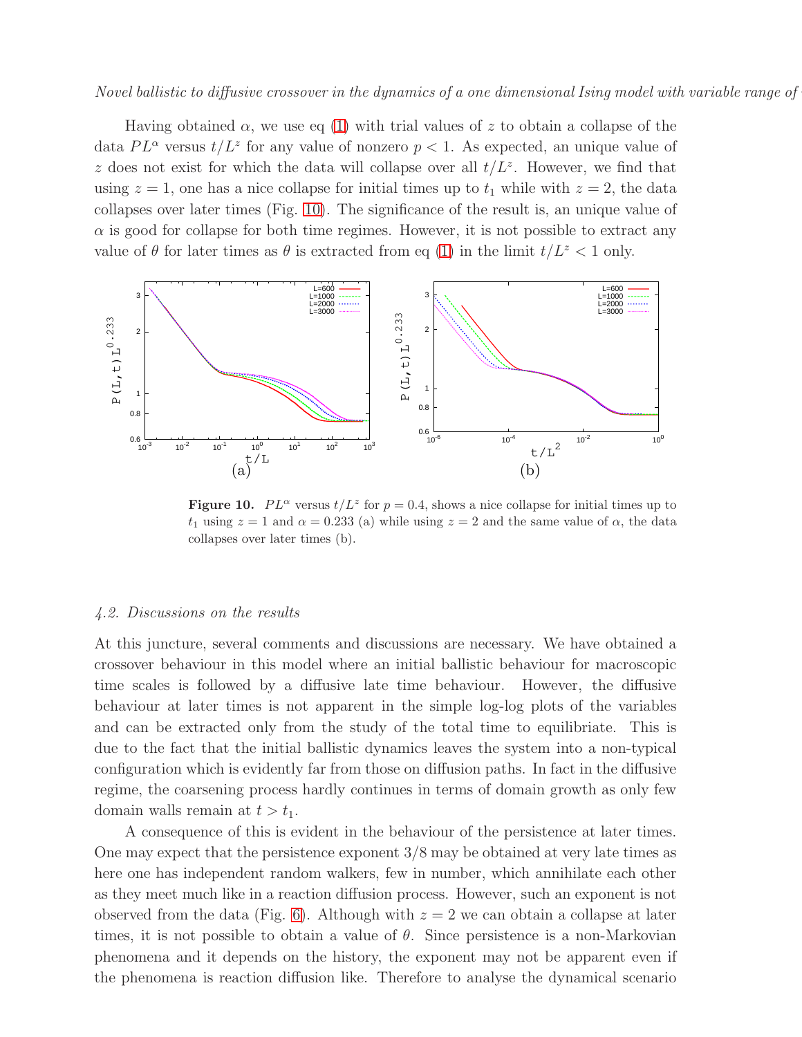Having obtained $\alpha$, we use eq (1) with trial values of $z$ to obtain a collapse of the data $PL^{\alpha}$ versus $t/L^{z}$ for any value of nonzero $p < 1$. As expected, an unique value of $z$ does not exist for which the data will collapse over all $t/L^{z}$. However, we find that using $z = 1$, one has a nice collapse for initial times up to $t_1$ while with $z = 2$, the data collapses over later times (Fig. 10). The significance of the result is, an unique value of $\alpha$ is good for collapse for both time regimes. However, it is not possible to extract any value of $\theta$ for later times as $\theta$ is extracted from eq (1) in the limit $t/L^{z} < 1$ only.

**Figure 10.** $PL^{\alpha}$ versus $t/L^{z}$ for $p = 0.4$, shows a nice collapse for initial times up to $t_1$ using $z = 1$ and $\alpha = 0.233$ (a) while using $z = 2$ and the same value of $\alpha$, the data collapses over later times (b).

### 4.2. Discussions on the results

At this juncture, several comments and discussions are necessary. We have obtained a crossover behaviour in this model where an initial ballistic behaviour for macroscopic time scales is followed by a diffusive late time behaviour. However, the diffusive behaviour at later times is not apparent in the simple log-log plots of the variables and can be extracted only from the study of the total time to equilibriate. This is due to the fact that the initial ballistic dynamics leaves the system into a non-typical configuration which is evidently far from those on diffusion paths. In fact in the diffusive regime, the coarsening process hardly continues in terms of domain growth as only few domain walls remain at $t > t_1$.

A consequence of this is evident in the behaviour of the persistence at later times. One may expect that the persistence exponent $3/8$ may be obtained at very late times as here one has independent random walkers, few in number, which annihilate each other as they meet much like in a reaction diffusion process. However, such an exponent is not observed from the data (Fig. 6). Although with $z = 2$ we can obtain a collapse at later times, it is not possible to obtain a value of $\theta$. Since persistence is a non-Markovian phenomena and it depends on the history, the exponent may not be apparent even if the phenomena is reaction diffusion like. Therefore to analyse the dynamical scenario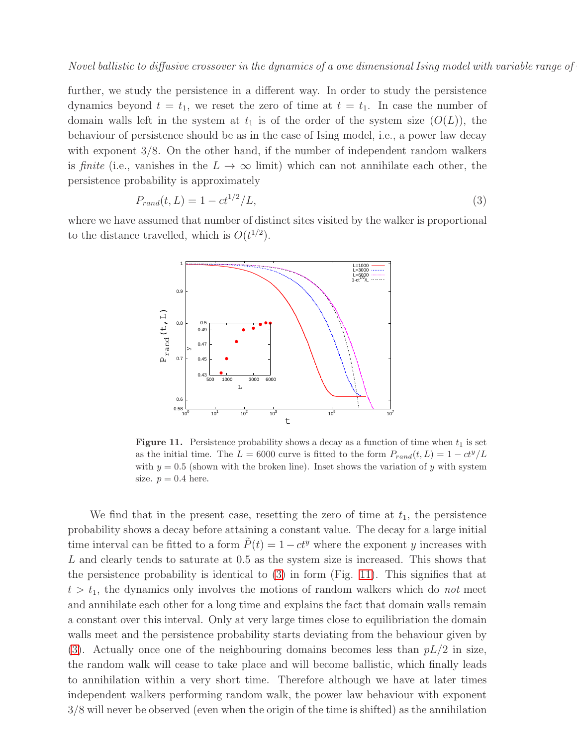further, we study the persistence in a different way. In order to study the persistence dynamics beyond $t = t_1$, we reset the zero of time at $t = t_1$. In case the number of domain walls left in the system at $t_1$ is of the order of the system size ($O(L)$), the behaviour of persistence should be as in the case of Ising model, i.e., a power law decay with exponent 3/8. On the other hand, if the number of independent random walkers is *finite* (i.e., vanishes in the $L \to \infty$ limit) which can not annihilate each other, the persistence probability is approximately

$$P_{rand}(t, L) = 1 - ct^{1/2}/L, \tag{3}$$

where we have assumed that number of distinct sites visited by the walker is proportional to the distance travelled, which is $O(t^{1/2})$.

**Figure 11.** Persistence probability shows a decay as a function of time when $t_1$ is set as the initial time. The $L = 6000$ curve is fitted to the form $P_{rand}(t, L) = 1 - ct^y/L$ with $y = 0.5$ (shown with the broken line). Inset shows the variation of $y$ with system size. $p = 0.4$ here.

We find that in the present case, resetting the zero of time at $t_1$, the persistence probability shows a decay before attaining a constant value. The decay for a large initial time interval can be fitted to a form $\tilde{P}(t) = 1 - ct^y$ where the exponent $y$ increases with $L$ and clearly tends to saturate at 0.5 as the system size is increased. This shows that the persistence probability is identical to (3) in form (Fig. 11). This signifies that at $t > t_1$, the dynamics only involves the motions of random walkers which do *not* meet and annihilate each other for a long time and explains the fact that domain walls remain a constant over this interval. Only at very large times close to equilibriation the domain walls meet and the persistence probability starts deviating from the behaviour given by (3). Actually once one of the neighbouring domains becomes less than $pL/2$ in size, the random walk will cease to take place and will become ballistic, which finally leads to annihilation within a very short time. Therefore although we have at later times independent walkers performing random walk, the power law behaviour with exponent 3/8 will never be observed (even when the origin of the time is shifted) as the annihilation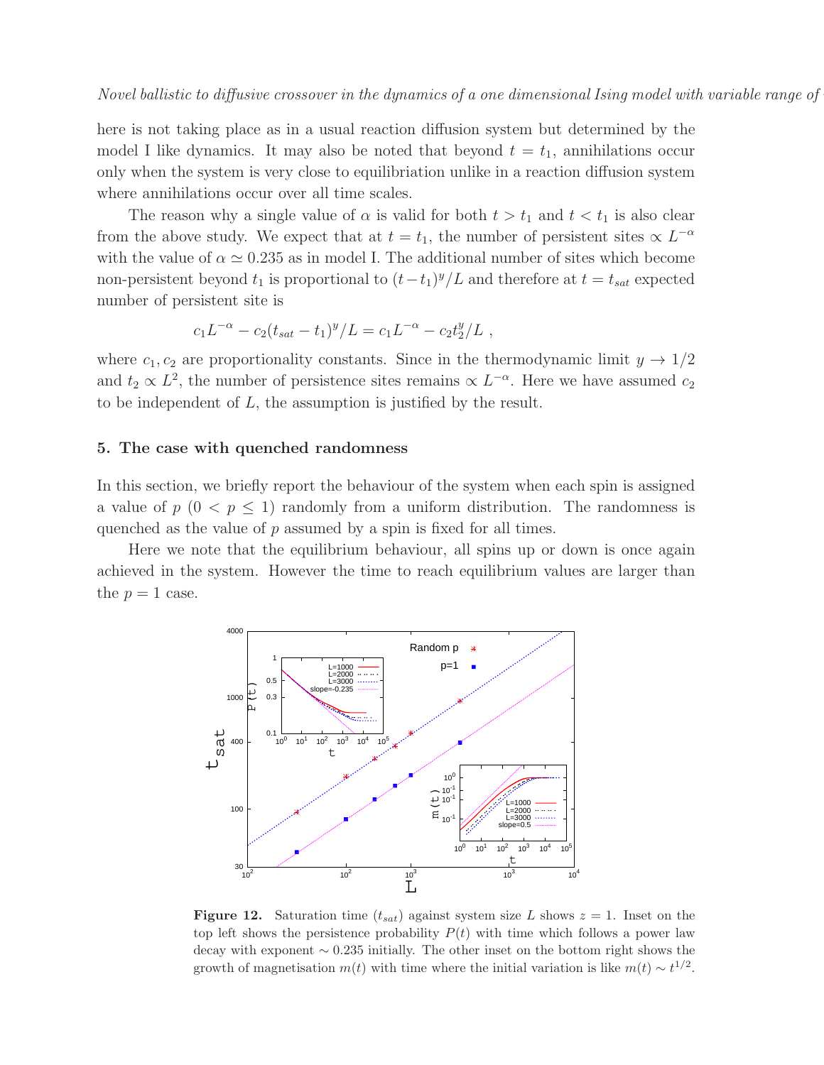here is not taking place as in a usual reaction diffusion system but determined by the model I like dynamics. It may also be noted that beyond $t = t_1$, annihilations occur only when the system is very close to equilibriation unlike in a reaction diffusion system where annihilations occur over all time scales.

The reason why a single value of $\alpha$ is valid for both $t > t_1$ and $t < t_1$ is also clear from the above study. We expect that at $t = t_1$, the number of persistent sites $\propto L^{-\alpha}$ with the value of $\alpha \simeq 0.235$ as in model I. The additional number of sites which become non-persistent beyond $t_1$ is proportional to $(t - t_1)^y / L$ and therefore at $t = t_{sat}$ expected number of persistent site is

$$c_1 L^{-\alpha} - c_2 (t_{sat} - t_1)^y / L = c_1 L^{-\alpha} - c_2 t_2^y / L \ ,$$

where $c_1, c_2$ are proportionality constants. Since in the thermodynamic limit $y \to 1/2$ and $t_2 \propto L^2$, the number of persistence sites remains $\propto L^{-\alpha}$. Here we have assumed $c_2$ to be independent of $L$, the assumption is justified by the result.

## 5. The case with quenched randomness

In this section, we briefly report the behaviour of the system when each spin is assigned a value of $p$ $(0 < p \leq 1)$ randomly from a uniform distribution. The randomness is quenched as the value of $p$ assumed by a spin is fixed for all times.

Here we note that the equilibrium behaviour, all spins up or down is once again achieved in the system. However the time to reach equilibrium values are larger than the $p = 1$ case.

**Figure 12.** Saturation time ($t_{sat}$) against system size $L$ shows $z = 1$. Inset on the top left shows the persistence probability $P(t)$ with time which follows a power law decay with exponent $\sim 0.235$ initially. The other inset on the bottom right shows the growth of magnetisation $m(t)$ with time where the initial variation is like $m(t) \sim t^{1/2}$.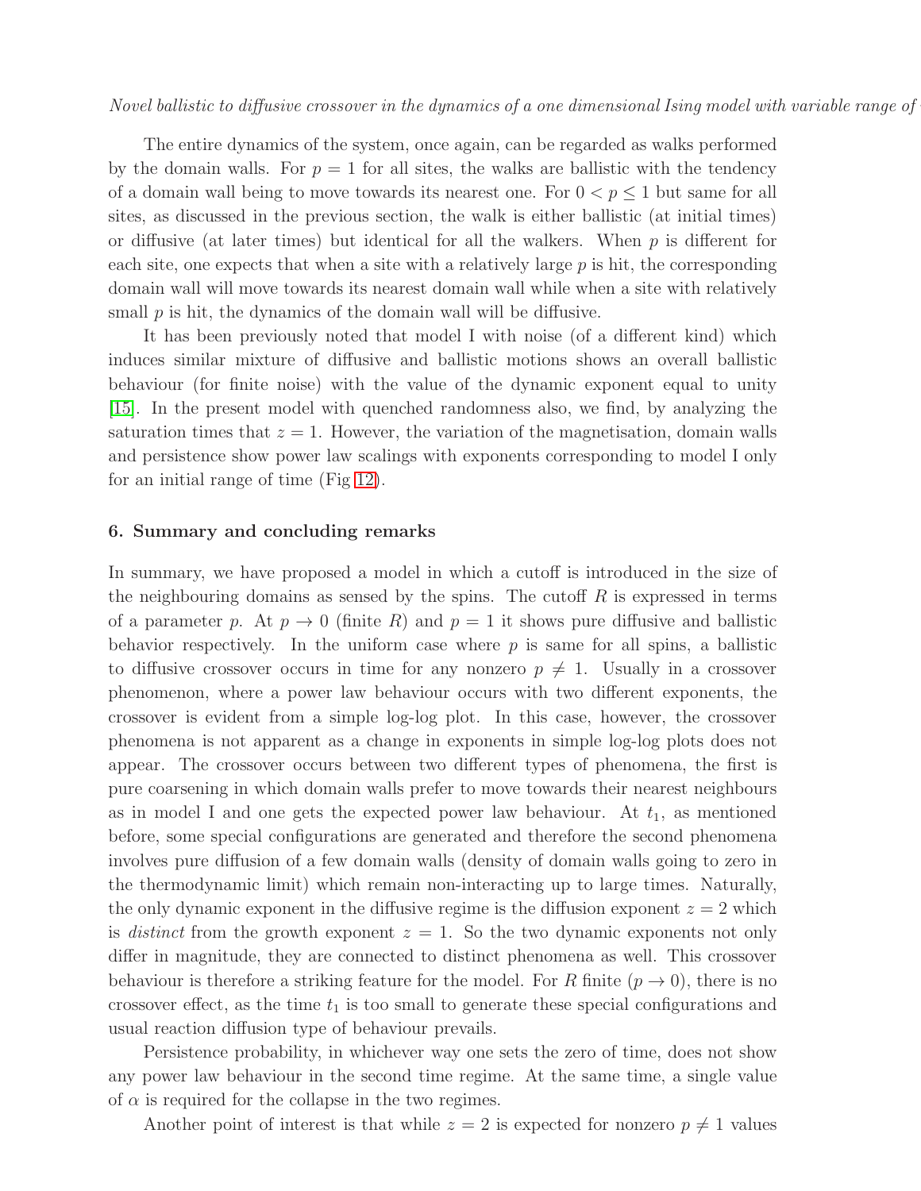The entire dynamics of the system, once again, can be regarded as walks performed by the domain walls. For $p = 1$ for all sites, the walks are ballistic with the tendency of a domain wall being to move towards its nearest one. For $0 < p \leq 1$ but same for all sites, as discussed in the previous section, the walk is either ballistic (at initial times) or diffusive (at later times) but identical for all the walkers. When $p$ is different for each site, one expects that when a site with a relatively large $p$ is hit, the corresponding domain wall will move towards its nearest domain wall while when a site with relatively small $p$ is hit, the dynamics of the domain wall will be diffusive.

It has been previously noted that model I with noise (of a different kind) which induces similar mixture of diffusive and ballistic motions shows an overall ballistic behaviour (for finite noise) with the value of the dynamic exponent equal to unity [15]. In the present model with quenched randomness also, we find, by analyzing the saturation times that $z = 1$. However, the variation of the magnetisation, domain walls and persistence show power law scalings with exponents corresponding to model I only for an initial range of time (Fig 12).

## 6. Summary and concluding remarks

In summary, we have proposed a model in which a cutoff is introduced in the size of the neighbouring domains as sensed by the spins. The cutoff $R$ is expressed in terms of a parameter $p$. At $p \to 0$ (finite $R$) and $p = 1$ it shows pure diffusive and ballistic behavior respectively. In the uniform case where $p$ is same for all spins, a ballistic to diffusive crossover occurs in time for any nonzero $p \neq 1$. Usually in a crossover phenomenon, where a power law behaviour occurs with two different exponents, the crossover is evident from a simple log-log plot. In this case, however, the crossover phenomena is not apparent as a change in exponents in simple log-log plots does not appear. The crossover occurs between two different types of phenomena, the first is pure coarsening in which domain walls prefer to move towards their nearest neighbours as in model I and one gets the expected power law behaviour. At $t_1$, as mentioned before, some special configurations are generated and therefore the second phenomena involves pure diffusion of a few domain walls (density of domain walls going to zero in the thermodynamic limit) which remain non-interacting up to large times. Naturally, the only dynamic exponent in the diffusive regime is the diffusion exponent $z = 2$ which is *distinct* from the growth exponent $z = 1$. So the two dynamic exponents not only differ in magnitude, they are connected to distinct phenomena as well. This crossover behaviour is therefore a striking feature for the model. For $R$ finite ($p \to 0$), there is no crossover effect, as the time $t_1$ is too small to generate these special configurations and usual reaction diffusion type of behaviour prevails.

Persistence probability, in whichever way one sets the zero of time, does not show any power law behaviour in the second time regime. At the same time, a single value of $\alpha$ is required for the collapse in the two regimes.

Another point of interest is that while $z = 2$ is expected for nonzero $p \neq 1$ values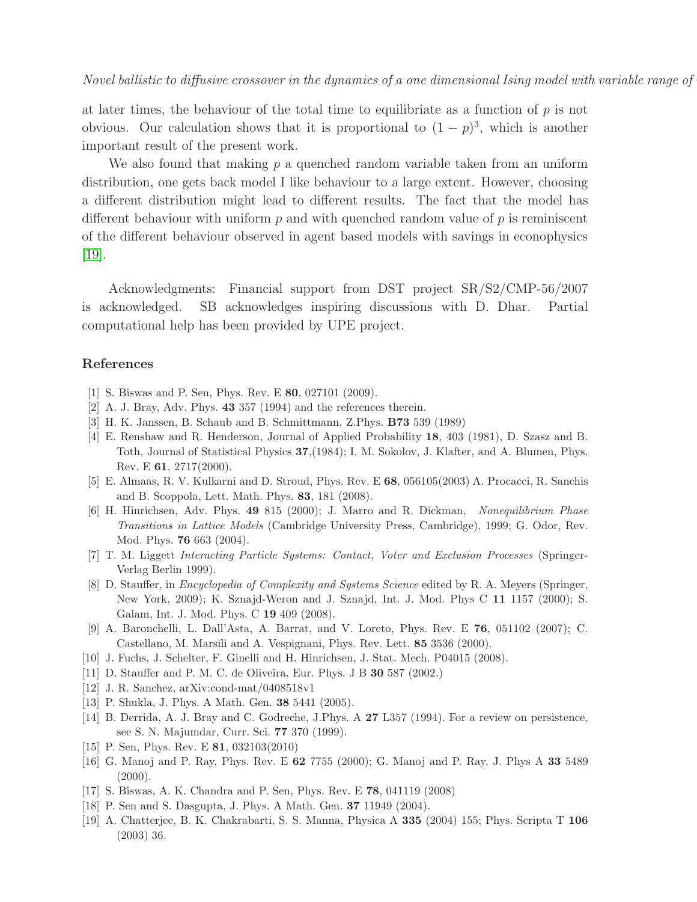at later times, the behaviour of the total time to equilibriate as a function of $p$ is not obvious. Our calculation shows that it is proportional to $(1-p)^3$, which is another important result of the present work.

We also found that making $p$ a quenched random variable taken from an uniform distribution, one gets back model I like behaviour to a large extent. However, choosing a different distribution might lead to different results. The fact that the model has different behaviour with uniform $p$ and with quenched random value of $p$ is reminiscent of the different behaviour observed in agent based models with savings in econophysics [19].

Acknowledgments: Financial support from DST project SR/S2/CMP-56/2007 is acknowledged. SB acknowledges inspiring discussions with D. Dhar. Partial computational help has been provided by UPE project.

## References

[1] S. Biswas and P. Sen, Phys. Rev. E **80**, 027101 (2009).

[2] A. J. Bray, Adv. Phys. **43** 357 (1994) and the references therein.

[3] H. K. Janssen, B. Schaub and B. Schmittmann, Z.Phys. **B73** 539 (1989)

[4] E. Renshaw and R. Henderson, Journal of Applied Probability **18**, 403 (1981), D. Szasz and B. Toth, Journal of Statistical Physics **37**,(1984); I. M. Sokolov, J. Klafter, and A. Blumen, Phys. Rev. E **61**, 2717(2000).

[5] E. Almaas, R. V. Kulkarni and D. Stroud, Phys. Rev. E **68**, 056105(2003) A. Procacci, R. Sanchis and B. Scoppola, Lett. Math. Phys. **83**, 181 (2008).

[6] H. Hinrichsen, Adv. Phys. **49** 815 (2000); J. Marro and R. Dickman, *Nonequilibrium Phase Transitions in Lattice Models* (Cambridge University Press, Cambridge), 1999; G. Odor, Rev. Mod. Phys. **76** 663 (2004).

[7] T. M. Liggett *Interacting Particle Systems: Contact, Voter and Exclusion Processes* (Springer-Verlag Berlin 1999).

[8] D. Stauffer, in *Encyclopedia of Complexity and Systems Science* edited by R. A. Meyers (Springer, New York, 2009); K. Sznajd-Weron and J. Sznajd, Int. J. Mod. Phys C **11** 1157 (2000); S. Galam, Int. J. Mod. Phys. C **19** 409 (2008).

[9] A. Baronchelli, L. Dall'Asta, A. Barrat, and V. Loreto, Phys. Rev. E **76**, 051102 (2007); C. Castellano, M. Marsili and A. Vespignani, Phys. Rev. Lett. **85** 3536 (2000).

[10] J. Fuchs, J. Schelter, F. Ginelli and H. Hinrichsen, J. Stat. Mech. P04015 (2008).

[11] D. Stauffer and P. M. C. de Oliveira, Eur. Phys. J B **30** 587 (2002.)

[12] J. R. Sanchez, arXiv:cond-mat/0408518v1

[13] P. Shukla, J. Phys. A Math. Gen. **38** 5441 (2005).

[14] B. Derrida, A. J. Bray and C. Godreche, J.Phys. A **27** L357 (1994). For a review on persistence, see S. N. Majumdar, Curr. Sci. **77** 370 (1999).

[15] P. Sen, Phys. Rev. E **81**, 032103(2010)

[16] G. Manoj and P. Ray, Phys. Rev. E **62** 7755 (2000); G. Manoj and P. Ray, J. Phys A **33** 5489 (2000).

[17] S. Biswas, A. K. Chandra and P. Sen, Phys. Rev. E **78**, 041119 (2008)

[18] P. Sen and S. Dasgupta, J. Phys. A Math. Gen. **37** 11949 (2004).

[19] A. Chatterjee, B. K. Chakrabarti, S. S. Manna, Physica A **335** (2004) 155; Phys. Scripta T **106** (2003) 36.